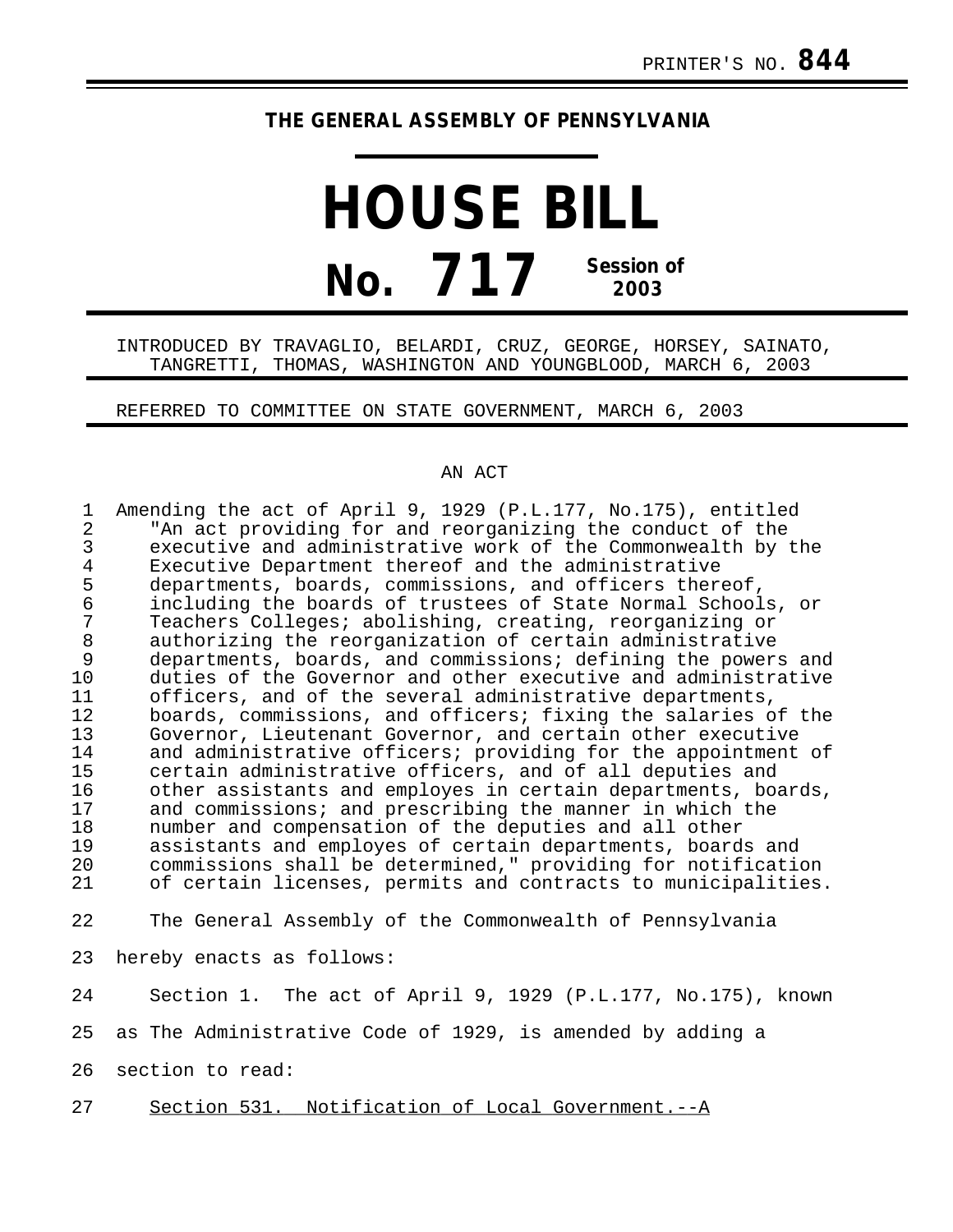PRINTER'S NO. **844**

**THE GENERAL ASSEMBLY OF PENNSYLVANIA**

# HOUSE BILL

# No. 717 Session of 2003

INTRODUCED BY TRAVAGLIO, BELARDI, CRUZ, GEORGE, HORSEY, SAINATO, TANGRETTI, THOMAS, WASHINGTON AND YOUNGBLOOD, MARCH 6, 2003

REFERRED TO COMMITTEE ON STATE GOVERNMENT, MARCH 6, 2003

AN ACT

Amending the act of April 9, 1929 (P.L.177, No.175), entitled "An act providing for and reorganizing the conduct of the executive and administrative work of the Commonwealth by the Executive Department thereof and the administrative departments, boards, commissions, and officers thereof, including the boards of trustees of State Normal Schools, or Teachers Colleges; abolishing, creating, reorganizing or authorizing the reorganization of certain administrative departments, boards, and commissions; defining the powers and duties of the Governor and other executive and administrative officers, and of the several administrative departments, boards, commissions, and officers; fixing the salaries of the Governor, Lieutenant Governor, and certain other executive and administrative officers; providing for the appointment of certain administrative officers, and of all deputies and other assistants and employes in certain departments, boards, and commissions; and prescribing the manner in which the number and compensation of the deputies and all other assistants and employes of certain departments, boards and commissions shall be determined," providing for notification of certain licenses, permits and contracts to municipalities.

The General Assembly of the Commonwealth of Pennsylvania hereby enacts as follows:

Section 1. The act of April 9, 1929 (P.L.177, No.175), known as The Administrative Code of 1929, is amended by adding a section to read:

<u>Section 531. Notification of Local Government.--A</u>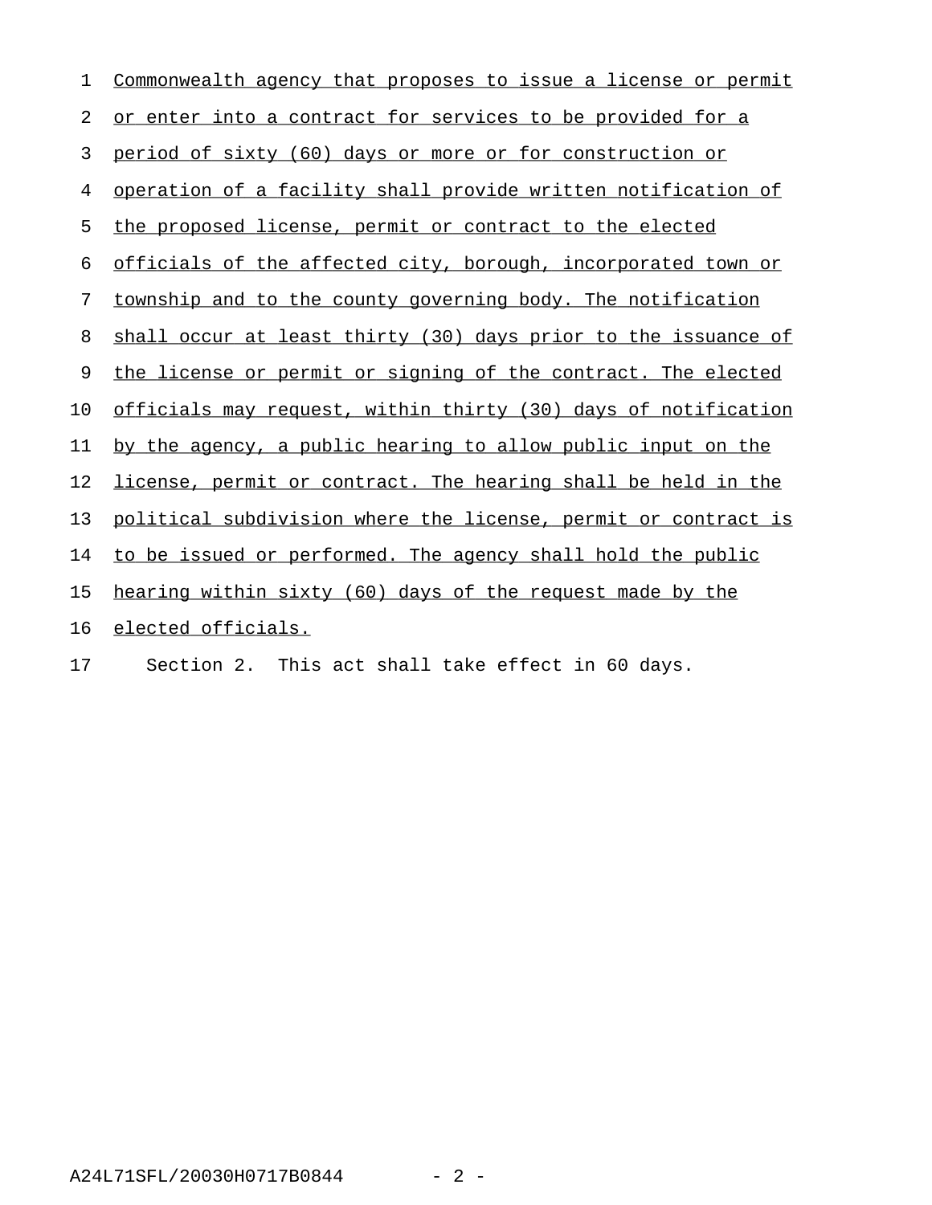Commonwealth agency that proposes to issue a license or permit or enter into a contract for services to be provided for a period of sixty (60) days or more or for construction or operation of a facility shall provide written notification of the proposed license, permit or contract to the elected officials of the affected city, borough, incorporated town or township and to the county governing body. The notification shall occur at least thirty (30) days prior to the issuance of the license or permit or signing of the contract. The elected officials may request, within thirty (30) days of notification by the agency, a public hearing to allow public input on the license, permit or contract. The hearing shall be held in the political subdivision where the license, permit or contract is to be issued or performed. The agency shall hold the public hearing within sixty (60) days of the request made by the elected officials.

Section 2. This act shall take effect in 60 days.